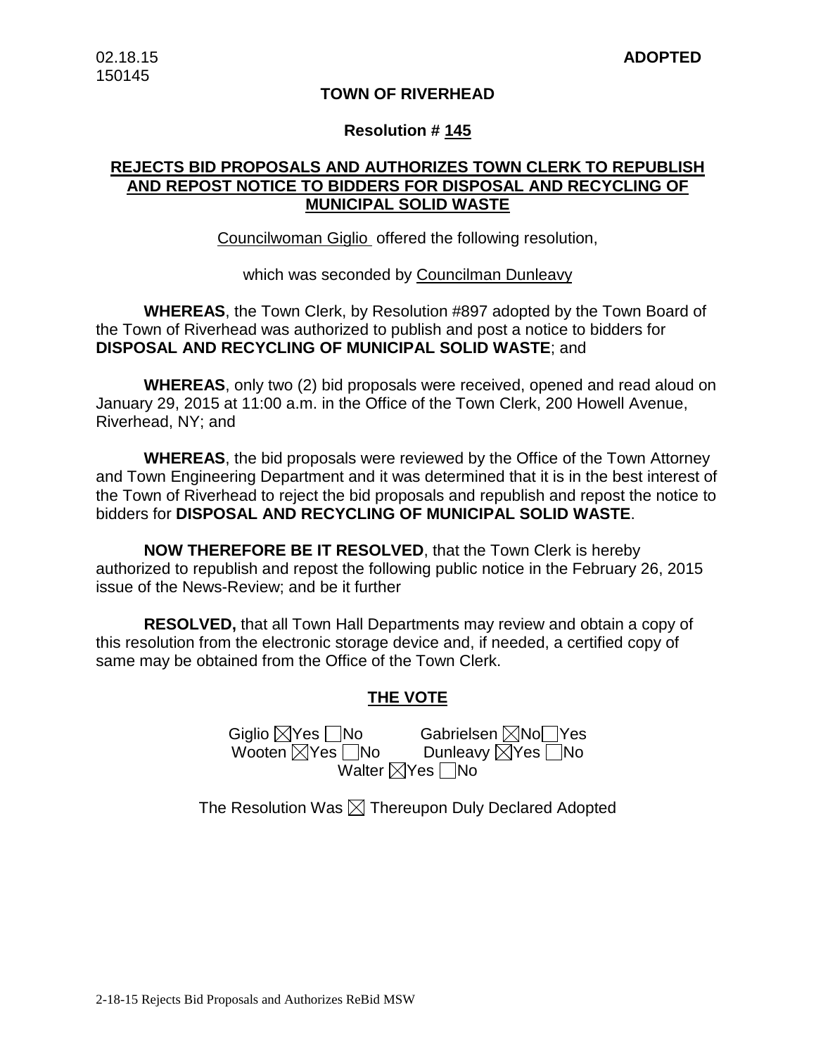02.18.15
150145

**ADOPTED**

**TOWN OF RIVERHEAD**

**Resolution # 145**

**REJECTS BID PROPOSALS AND AUTHORIZES TOWN CLERK TO REPUBLISH AND REPOST NOTICE TO BIDDERS FOR DISPOSAL AND RECYCLING OF MUNICIPAL SOLID WASTE**

Councilwoman Giglio offered the following resolution,

which was seconded by Councilman Dunleavy

**WHEREAS**, the Town Clerk, by Resolution #897 adopted by the Town Board of the Town of Riverhead was authorized to publish and post a notice to bidders for **DISPOSAL AND RECYCLING OF MUNICIPAL SOLID WASTE**; and

**WHEREAS**, only two (2) bid proposals were received, opened and read aloud on January 29, 2015 at 11:00 a.m. in the Office of the Town Clerk, 200 Howell Avenue, Riverhead, NY; and

**WHEREAS**, the bid proposals were reviewed by the Office of the Town Attorney and Town Engineering Department and it was determined that it is in the best interest of the Town of Riverhead to reject the bid proposals and republish and repost the notice to bidders for **DISPOSAL AND RECYCLING OF MUNICIPAL SOLID WASTE**.

**NOW THEREFORE BE IT RESOLVED**, that the Town Clerk is hereby authorized to republish and repost the following public notice in the February 26, 2015 issue of the News-Review; and be it further

**RESOLVED,** that all Town Hall Departments may review and obtain a copy of this resolution from the electronic storage device and, if needed, a certified copy of same may be obtained from the Office of the Town Clerk.

**THE VOTE**

Giglio ☒Yes ☐No Gabrielsen ☒No☐Yes
Wooten ☒Yes ☐No Dunleavy ☒Yes ☐No
Walter ☒Yes ☐No

The Resolution Was ☒ Thereupon Duly Declared Adopted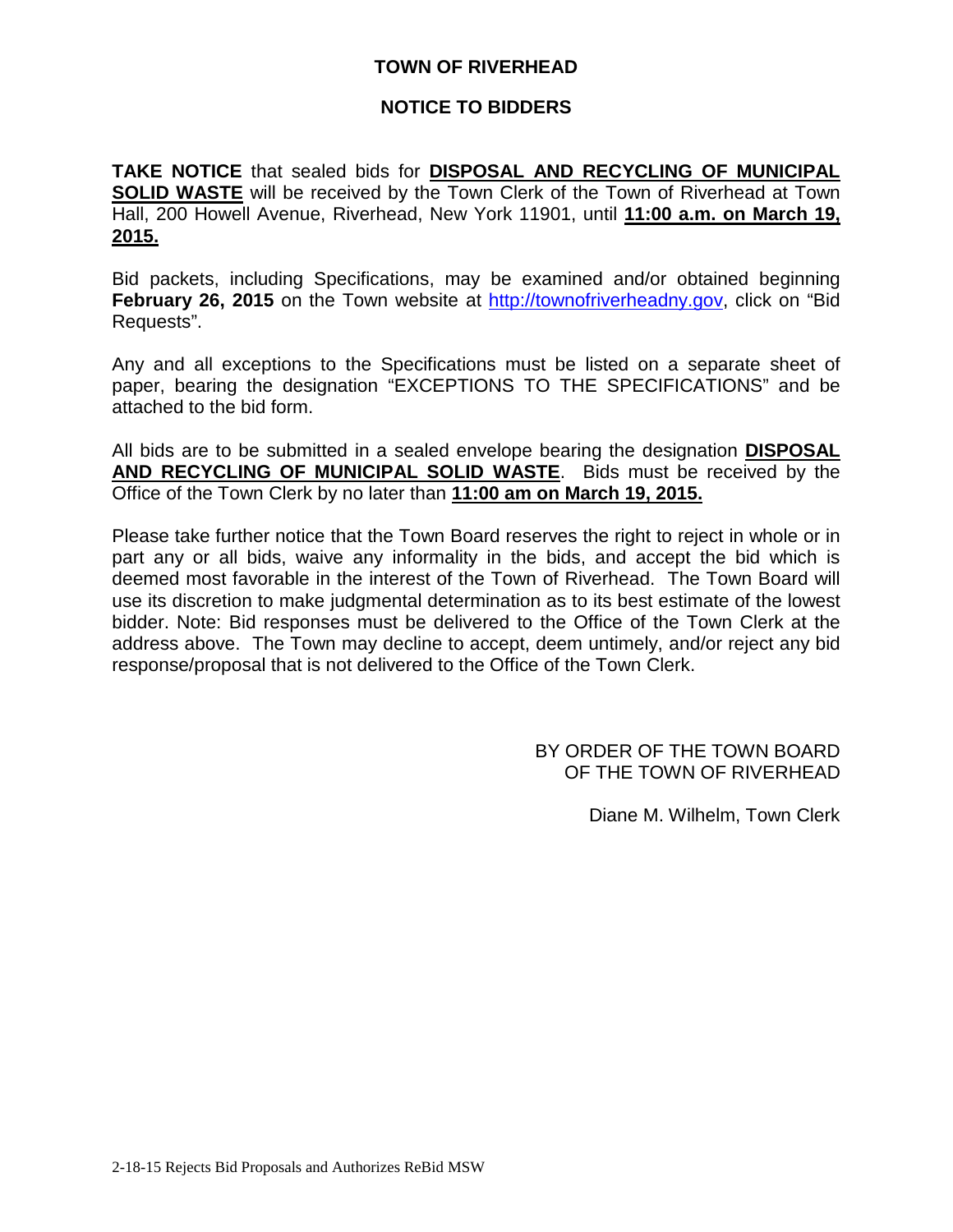# TOWN OF RIVERHEAD

## NOTICE TO BIDDERS

**TAKE NOTICE** that sealed bids for **DISPOSAL AND RECYCLING OF MUNICIPAL SOLID WASTE** will be received by the Town Clerk of the Town of Riverhead at Town Hall, 200 Howell Avenue, Riverhead, New York 11901, until **11:00 a.m. on March 19, 2015.**

Bid packets, including Specifications, may be examined and/or obtained beginning **February 26, 2015** on the Town website at http://townofriverheadny.gov, click on "Bid Requests".

Any and all exceptions to the Specifications must be listed on a separate sheet of paper, bearing the designation "EXCEPTIONS TO THE SPECIFICATIONS" and be attached to the bid form.

All bids are to be submitted in a sealed envelope bearing the designation **DISPOSAL AND RECYCLING OF MUNICIPAL SOLID WASTE**. Bids must be received by the Office of the Town Clerk by no later than **11:00 am on March 19, 2015.**

Please take further notice that the Town Board reserves the right to reject in whole or in part any or all bids, waive any informality in the bids, and accept the bid which is deemed most favorable in the interest of the Town of Riverhead. The Town Board will use its discretion to make judgmental determination as to its best estimate of the lowest bidder. Note: Bid responses must be delivered to the Office of the Town Clerk at the address above. The Town may decline to accept, deem untimely, and/or reject any bid response/proposal that is not delivered to the Office of the Town Clerk.

BY ORDER OF THE TOWN BOARD
OF THE TOWN OF RIVERHEAD

Diane M. Wilhelm, Town Clerk

2-18-15 Rejects Bid Proposals and Authorizes ReBid MSW